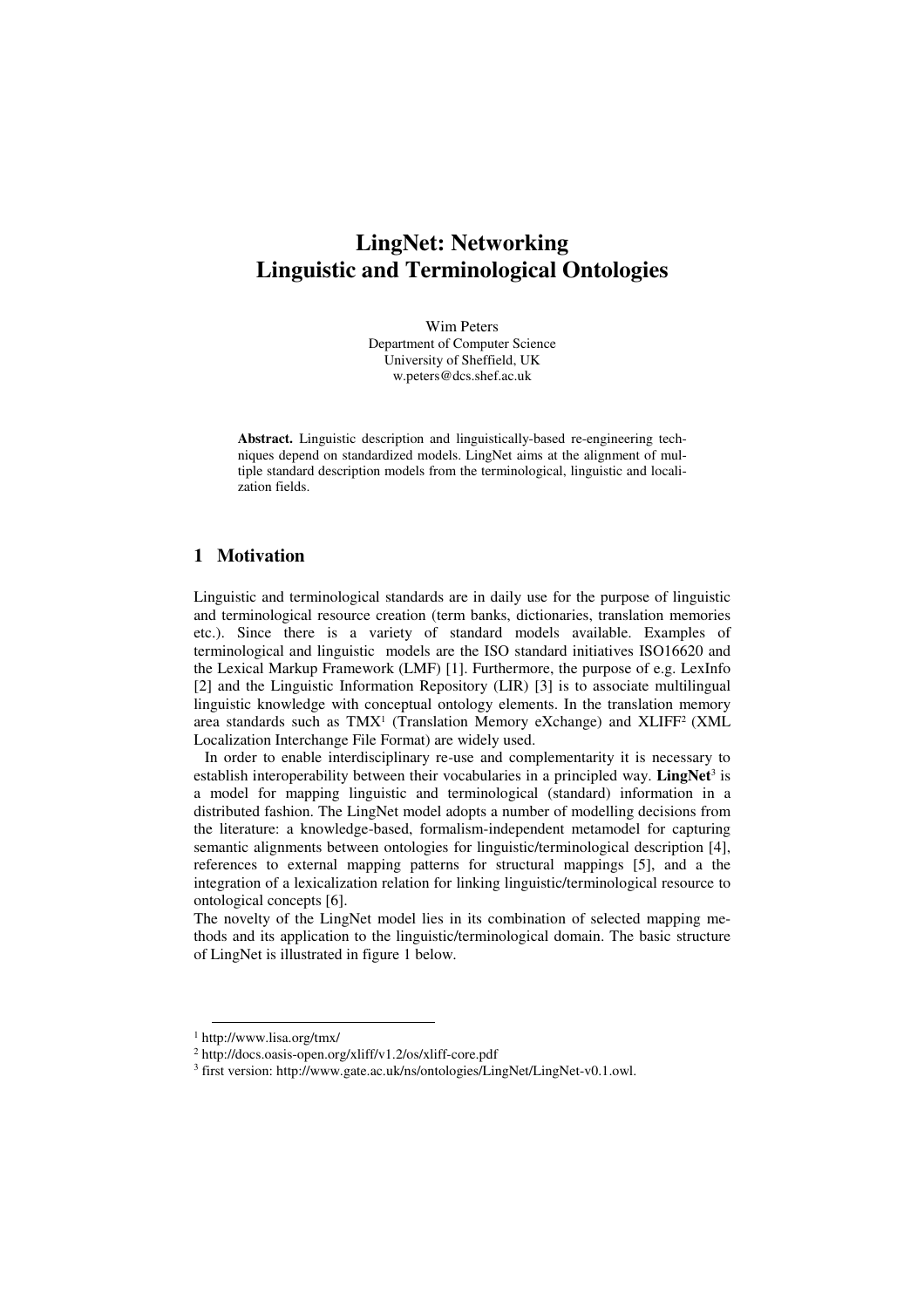# LingNet: Networking Linguistic and Terminological Ontologies

Wim Peters
Department of Computer Science
University of Sheffield, UK
w.peters@dcs.shef.ac.uk

**Abstract.** Linguistic description and linguistically-based re-engineering techniques depend on standardized models. LingNet aims at the alignment of multiple standard description models from the terminological, linguistic and localization fields.

## 1 Motivation

Linguistic and terminological standards are in daily use for the purpose of linguistic and terminological resource creation (term banks, dictionaries, translation memories etc.). Since there is a variety of standard models available. Examples of terminological and linguistic models are the ISO standard initiatives ISO16620 and the Lexical Markup Framework (LMF) [1]. Furthermore, the purpose of e.g. LexInfo [2] and the Linguistic Information Repository (LIR) [3] is to associate multilingual linguistic knowledge with conceptual ontology elements. In the translation memory area standards such as TMX[1] (Translation Memory eXchange) and XLIFF[2] (XML Localization Interchange File Format) are widely used.

In order to enable interdisciplinary re-use and complementarity it is necessary to establish interoperability between their vocabularies in a principled way. **LingNet**[3] is a model for mapping linguistic and terminological (standard) information in a distributed fashion. The LingNet model adopts a number of modelling decisions from the literature: a knowledge-based, formalism-independent metamodel for capturing semantic alignments between ontologies for linguistic/terminological description [4], references to external mapping patterns for structural mappings [5], and a the integration of a lexicalization relation for linking linguistic/terminological resource to ontological concepts [6].

The novelty of the LingNet model lies in its combination of selected mapping methods and its application to the linguistic/terminological domain. The basic structure of LingNet is illustrated in figure 1 below.

---

[1] http://www.lisa.org/tmx/

[2] http://docs.oasis-open.org/xliff/v1.2/os/xliff-core.pdf

[3] first version: http://www.gate.ac.uk/ns/ontologies/LingNet/LingNet-v0.1.owl.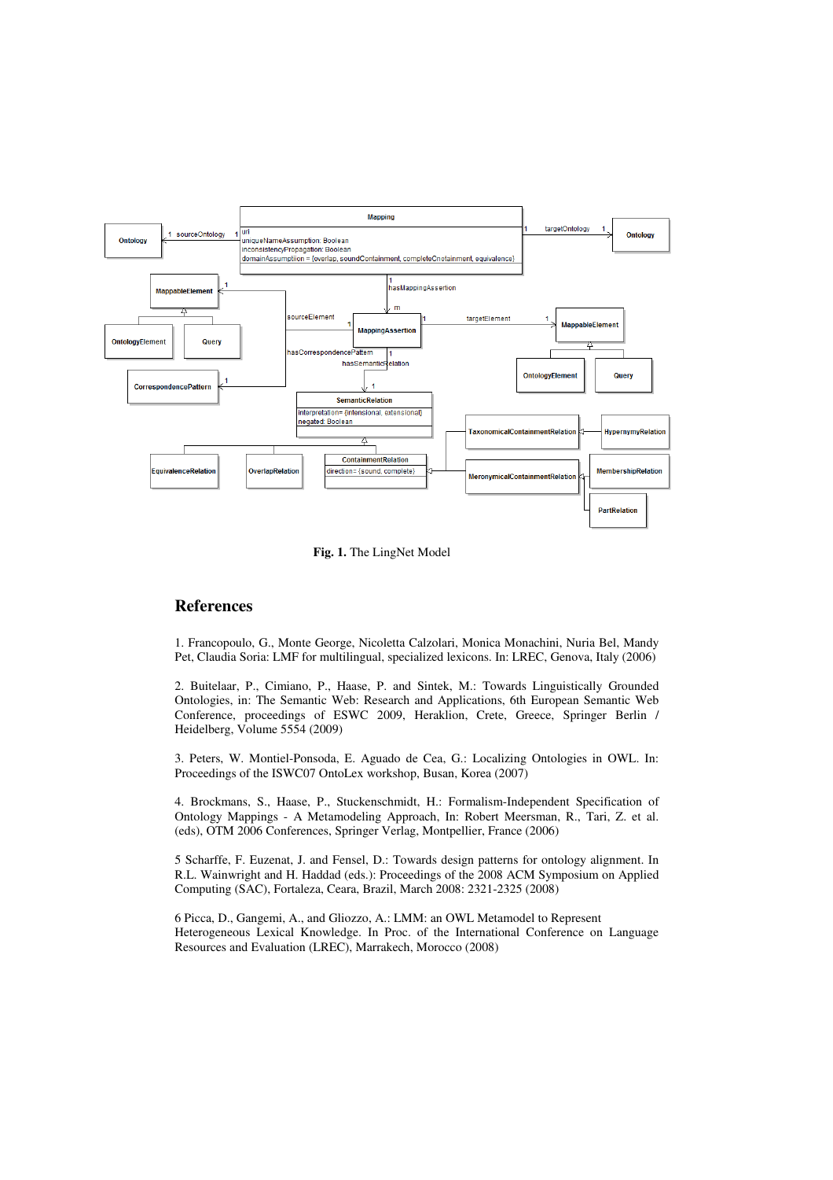Mapping

uri
uniqueNameAssumption: Boolean
inconsistencyPropagation: Boolean
domainAssumption = {overlap, soundContainment, completeCnotainment, equivalence}

Ontology
1 sourceOntology 1

1 targetOntology 1
Ontology

1
hasMappingAssertion
m

MappableElement
1

OntologyElement
Query

sourceElement
1
MappingAssertion
1
targetElement
1
MappableElement

OntologyElement
Query

hasCorrespondencePattern
1
hasSemanticRelation
1

CorrespondencePattern
1

SemanticRelation

interpretation= {intensional, extensional}
negated: Boolean

TaxonomicalContainmentRelation
HypernymyRelation

EquivalenceRelation
OverlapRelation
ContainmentRelation
direction= {sound, complete}

MeronymicalContainmentRelation
MembershipRelation
PartRelation

**Fig. 1.** The LingNet Model

## References

1. Francopoulo, G., Monte George, Nicoletta Calzolari, Monica Monachini, Nuria Bel, Mandy Pet, Claudia Soria: LMF for multilingual, specialized lexicons. In: LREC, Genova, Italy (2006)

2. Buitelaar, P., Cimiano, P., Haase, P. and Sintek, M.: Towards Linguistically Grounded Ontologies, in: The Semantic Web: Research and Applications, 6th European Semantic Web Conference, proceedings of ESWC 2009, Heraklion, Crete, Greece, Springer Berlin / Heidelberg, Volume 5554 (2009)

3. Peters, W. Montiel-Ponsoda, E. Aguado de Cea, G.: Localizing Ontologies in OWL. In: Proceedings of the ISWC07 OntoLex workshop, Busan, Korea (2007)

4. Brockmans, S., Haase, P., Stuckenschmidt, H.: Formalism-Independent Specification of Ontology Mappings - A Metamodeling Approach, In: Robert Meersman, R., Tari, Z. et al. (eds), OTM 2006 Conferences, Springer Verlag, Montpellier, France (2006)

5 Scharffe, F. Euzenat, J. and Fensel, D.: Towards design patterns for ontology alignment. In R.L. Wainwright and H. Haddad (eds.): Proceedings of the 2008 ACM Symposium on Applied Computing (SAC), Fortaleza, Ceara, Brazil, March 2008: 2321-2325 (2008)

6 Picca, D., Gangemi, A., and Gliozzo, A.: LMM: an OWL Metamodel to Represent Heterogeneous Lexical Knowledge. In Proc. of the International Conference on Language Resources and Evaluation (LREC), Marrakech, Morocco (2008)